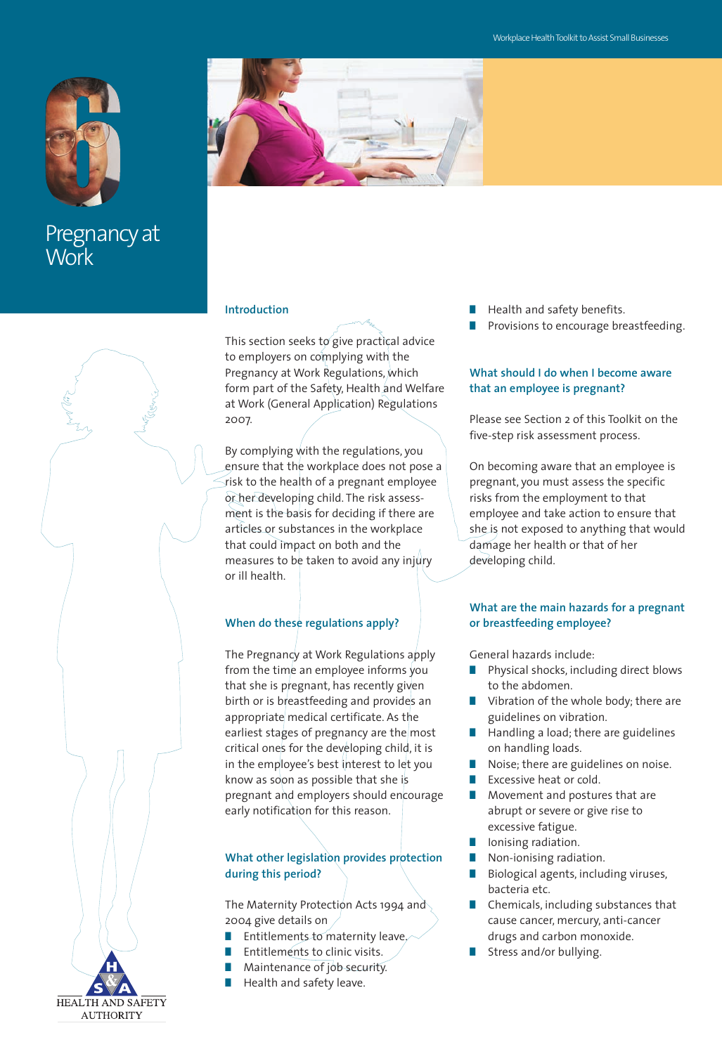# 6 Pregnancy at Work

## Introduction

This section seeks to give practical advice to employers on complying with the Pregnancy at Work Regulations, which form part of the Safety, Health and Welfare at Work (General Application) Regulations 2007.

By complying with the regulations, you ensure that the workplace does not pose a risk to the health of a pregnant employee or her developing child. The risk assessment is the basis for deciding if there are articles or substances in the workplace that could impact on both and the measures to be taken to avoid any injury or ill health.

## When do these regulations apply?

The Pregnancy at Work Regulations apply from the time an employee informs you that she is pregnant, has recently given birth or is breastfeeding and provides an appropriate medical certificate. As the earliest stages of pregnancy are the most critical ones for the developing child, it is in the employee's best interest to let you know as soon as possible that she is pregnant and employers should encourage early notification for this reason.

## What other legislation provides protection during this period?

The Maternity Protection Acts 1994 and 2004 give details on

- Entitlements to maternity leave.
- Entitlements to clinic visits.
- Maintenance of job security.
- Health and safety leave.
- Health and safety benefits.
- Provisions to encourage breastfeeding.

## What should I do when I become aware that an employee is pregnant?

Please see Section 2 of this Toolkit on the five-step risk assessment process.

On becoming aware that an employee is pregnant, you must assess the specific risks from the employment to that employee and take action to ensure that she is not exposed to anything that would damage her health or that of her developing child.

## What are the main hazards for a pregnant or breastfeeding employee?

General hazards include:

- Physical shocks, including direct blows to the abdomen.
- Vibration of the whole body; there are guidelines on vibration.
- Handling a load; there are guidelines on handling loads.
- Noise; there are guidelines on noise.
- Excessive heat or cold.
- Movement and postures that are abrupt or severe or give rise to excessive fatigue.
- Ionising radiation.
- Non-ionising radiation.
- Biological agents, including viruses, bacteria etc.
- Chemicals, including substances that cause cancer, mercury, anti-cancer drugs and carbon monoxide.
- Stress and/or bullying.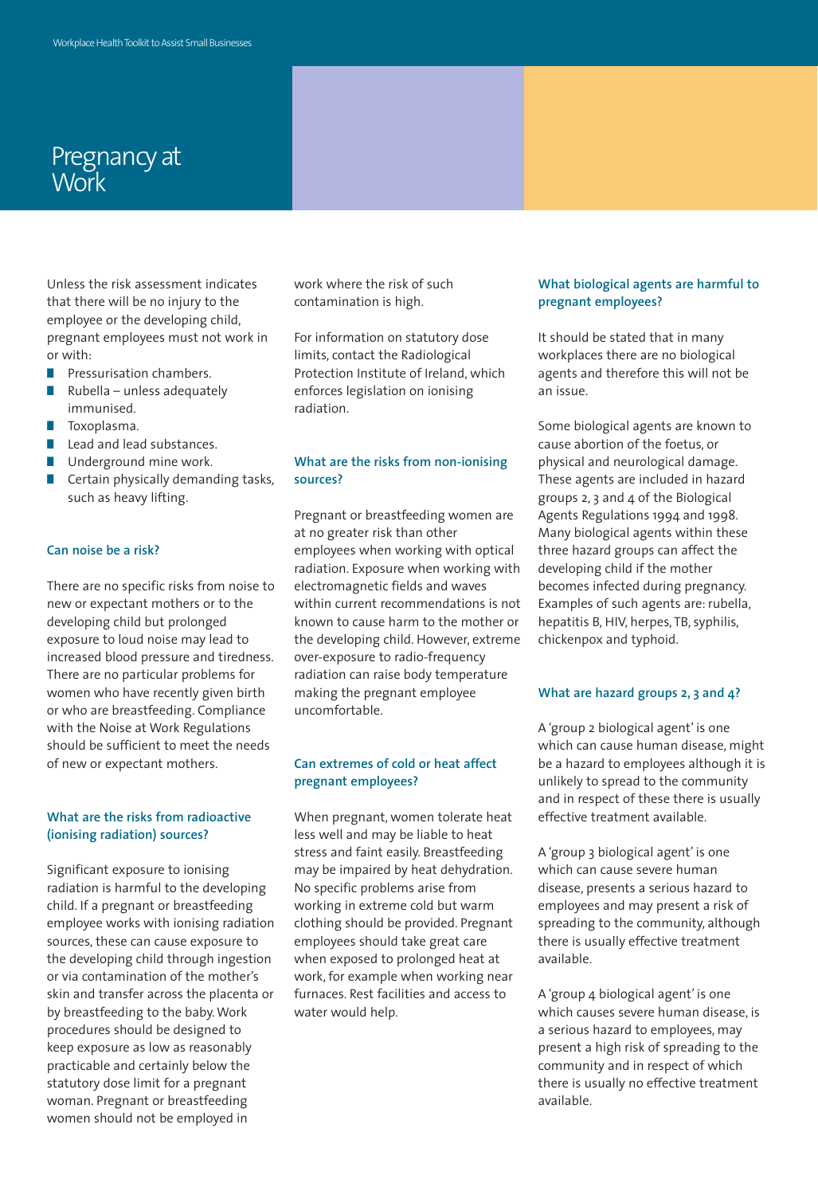# Pregnancy at Work

Unless the risk assessment indicates that there will be no injury to the employee or the developing child, pregnant employees must not work in or with:

- Pressurisation chambers.
- Rubella – unless adequately immunised.
- Toxoplasma.
- Lead and lead substances.
- Underground mine work.
- Certain physically demanding tasks, such as heavy lifting.

### Can noise be a risk?

There are no specific risks from noise to new or expectant mothers or to the developing child but prolonged exposure to loud noise may lead to increased blood pressure and tiredness. There are no particular problems for women who have recently given birth or who are breastfeeding. Compliance with the Noise at Work Regulations should be sufficient to meet the needs of new or expectant mothers.

### What are the risks from radioactive (ionising radiation) sources?

Significant exposure to ionising radiation is harmful to the developing child. If a pregnant or breastfeeding employee works with ionising radiation sources, these can cause exposure to the developing child through ingestion or via contamination of the mother's skin and transfer across the placenta or by breastfeeding to the baby. Work procedures should be designed to keep exposure as low as reasonably practicable and certainly below the statutory dose limit for a pregnant woman. Pregnant or breastfeeding women should not be employed in work where the risk of such contamination is high.

For information on statutory dose limits, contact the Radiological Protection Institute of Ireland, which enforces legislation on ionising radiation.

### What are the risks from non-ionising sources?

Pregnant or breastfeeding women are at no greater risk than other employees when working with optical radiation. Exposure when working with electromagnetic fields and waves within current recommendations is not known to cause harm to the mother or the developing child. However, extreme over-exposure to radio-frequency radiation can raise body temperature making the pregnant employee uncomfortable.

### Can extremes of cold or heat affect pregnant employees?

When pregnant, women tolerate heat less well and may be liable to heat stress and faint easily. Breastfeeding may be impaired by heat dehydration. No specific problems arise from working in extreme cold but warm clothing should be provided. Pregnant employees should take great care when exposed to prolonged heat at work, for example when working near furnaces. Rest facilities and access to water would help.

### What biological agents are harmful to pregnant employees?

It should be stated that in many workplaces there are no biological agents and therefore this will not be an issue.

Some biological agents are known to cause abortion of the foetus, or physical and neurological damage. These agents are included in hazard groups 2, 3 and 4 of the Biological Agents Regulations 1994 and 1998. Many biological agents within these three hazard groups can affect the developing child if the mother becomes infected during pregnancy. Examples of such agents are: rubella, hepatitis B, HIV, herpes, TB, syphilis, chickenpox and typhoid.

### What are hazard groups 2, 3 and 4?

A 'group 2 biological agent' is one which can cause human disease, might be a hazard to employees although it is unlikely to spread to the community and in respect of these there is usually effective treatment available.

A 'group 3 biological agent' is one which can cause severe human disease, presents a serious hazard to employees and may present a risk of spreading to the community, although there is usually effective treatment available.

A 'group 4 biological agent' is one which causes severe human disease, is a serious hazard to employees, may present a high risk of spreading to the community and in respect of which there is usually no effective treatment available.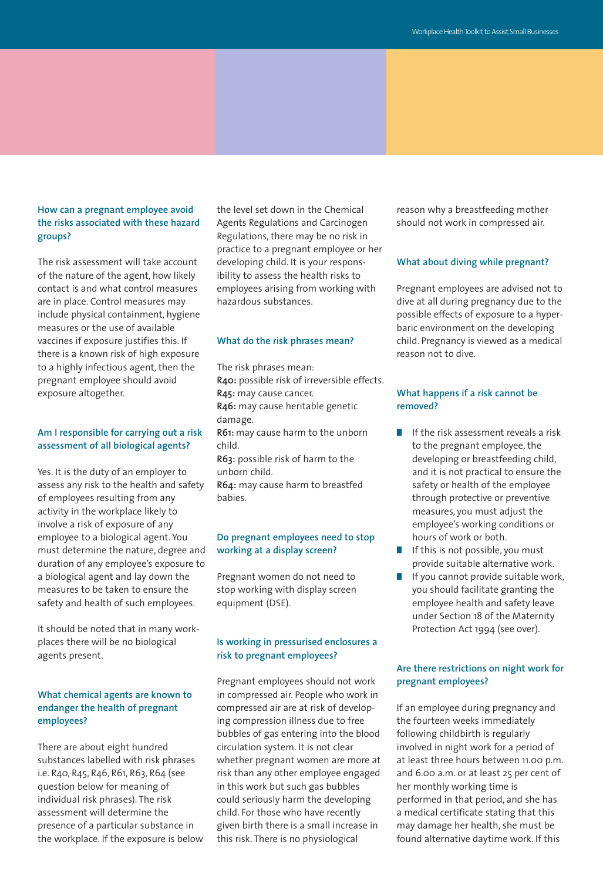### How can a pregnant employee avoid the risks associated with these hazard groups?

The risk assessment will take account of the nature of the agent, how likely contact is and what control measures are in place. Control measures may include physical containment, hygiene measures or the use of available vaccines if exposure justifies this. If there is a known risk of high exposure to a highly infectious agent, then the pregnant employee should avoid exposure altogether.

### Am I responsible for carrying out a risk assessment of all biological agents?

Yes. It is the duty of an employer to assess any risk to the health and safety of employees resulting from any activity in the workplace likely to involve a risk of exposure of any employee to a biological agent. You must determine the nature, degree and duration of any employee's exposure to a biological agent and lay down the measures to be taken to ensure the safety and health of such employees.

It should be noted that in many workplaces there will be no biological agents present.

### What chemical agents are known to endanger the health of pregnant employees?

There are about eight hundred substances labelled with risk phrases i.e. R40, R45, R46, R61, R63, R64 (see question below for meaning of individual risk phrases). The risk assessment will determine the presence of a particular substance in the workplace. If the exposure is below the level set down in the Chemical Agents Regulations and Carcinogen Regulations, there may be no risk in practice to a pregnant employee or her developing child. It is your responsibility to assess the health risks to employees arising from working with hazardous substances.

### What do the risk phrases mean?

The risk phrases mean:
**R40:** possible risk of irreversible effects.
**R45:** may cause cancer.
**R46:** may cause heritable genetic damage.
**R61:** may cause harm to the unborn child.
**R63:** possible risk of harm to the unborn child.
**R64:** may cause harm to breastfed babies.

### Do pregnant employees need to stop working at a display screen?

Pregnant women do not need to stop working with display screen equipment (DSE).

### Is working in pressurised enclosures a risk to pregnant employees?

Pregnant employees should not work in compressed air. People who work in compressed air are at risk of developing compression illness due to free bubbles of gas entering into the blood circulation system. It is not clear whether pregnant women are more at risk than any other employee engaged in this work but such gas bubbles could seriously harm the developing child. For those who have recently given birth there is a small increase in this risk. There is no physiological reason why a breastfeeding mother should not work in compressed air.

### What about diving while pregnant?

Pregnant employees are advised not to dive at all during pregnancy due to the possible effects of exposure to a hyperbaric environment on the developing child. Pregnancy is viewed as a medical reason not to dive.

### What happens if a risk cannot be removed?

- If the risk assessment reveals a risk to the pregnant employee, the developing or breastfeeding child, and it is not practical to ensure the safety or health of the employee through protective or preventive measures, you must adjust the employee's working conditions or hours of work or both.
- If this is not possible, you must provide suitable alternative work.
- If you cannot provide suitable work, you should facilitate granting the employee health and safety leave under Section 18 of the Maternity Protection Act 1994 (see over).

### Are there restrictions on night work for pregnant employees?

If an employee during pregnancy and the fourteen weeks immediately following childbirth is regularly involved in night work for a period of at least three hours between 11.00 p.m. and 6.00 a.m. or at least 25 per cent of her monthly working time is performed in that period, and she has a medical certificate stating that this may damage her health, she must be found alternative daytime work. If this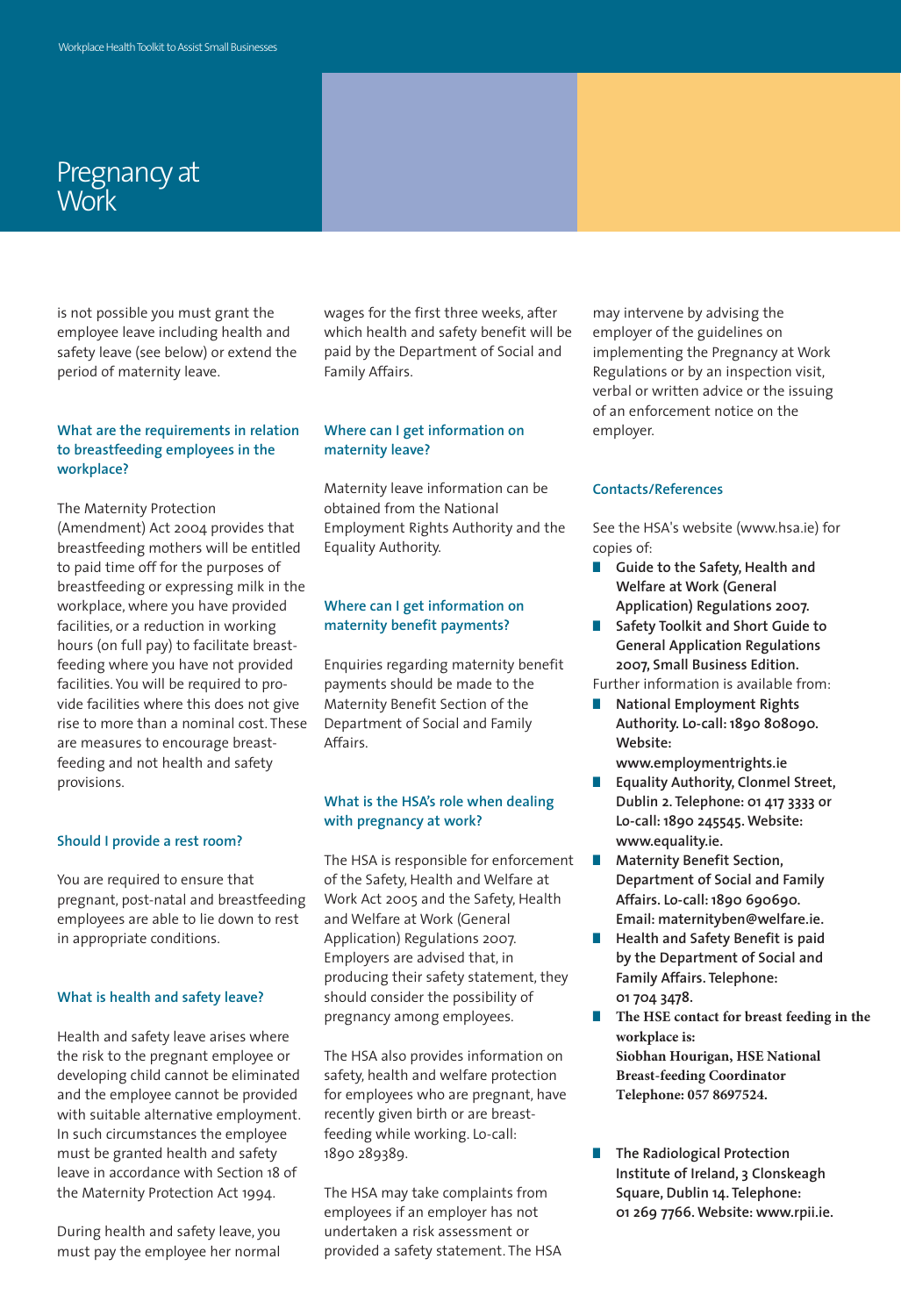# Pregnancy at Work

is not possible you must grant the employee leave including health and safety leave (see below) or extend the period of maternity leave.

### What are the requirements in relation to breastfeeding employees in the workplace?

The Maternity Protection (Amendment) Act 2004 provides that breastfeeding mothers will be entitled to paid time off for the purposes of breastfeeding or expressing milk in the workplace, where you have provided facilities, or a reduction in working hours (on full pay) to facilitate breast-feeding where you have not provided facilities. You will be required to provide facilities where this does not give rise to more than a nominal cost. These are measures to encourage breast-feeding and not health and safety provisions.

### Should I provide a rest room?

You are required to ensure that pregnant, post-natal and breastfeeding employees are able to lie down to rest in appropriate conditions.

### What is health and safety leave?

Health and safety leave arises where the risk to the pregnant employee or developing child cannot be eliminated and the employee cannot be provided with suitable alternative employment. In such circumstances the employee must be granted health and safety leave in accordance with Section 18 of the Maternity Protection Act 1994.

During health and safety leave, you must pay the employee her normal wages for the first three weeks, after which health and safety benefit will be paid by the Department of Social and Family Affairs.

### Where can I get information on maternity leave?

Maternity leave information can be obtained from the National Employment Rights Authority and the Equality Authority.

### Where can I get information on maternity benefit payments?

Enquiries regarding maternity benefit payments should be made to the Maternity Benefit Section of the Department of Social and Family Affairs.

### What is the HSA's role when dealing with pregnancy at work?

The HSA is responsible for enforcement of the Safety, Health and Welfare at Work Act 2005 and the Safety, Health and Welfare at Work (General Application) Regulations 2007. Employers are advised that, in producing their safety statement, they should consider the possibility of pregnancy among employees.

The HSA also provides information on safety, health and welfare protection for employees who are pregnant, have recently given birth or are breast-feeding while working. Lo-call: 1890 289389.

The HSA may take complaints from employees if an employer has not undertaken a risk assessment or provided a safety statement. The HSA may intervene by advising the employer of the guidelines on implementing the Pregnancy at Work Regulations or by an inspection visit, verbal or written advice or the issuing of an enforcement notice on the employer.

### Contacts/References

See the HSA's website (www.hsa.ie) for copies of:

- **Guide to the Safety, Health and Welfare at Work (General Application) Regulations 2007.**
- **Safety Toolkit and Short Guide to General Application Regulations 2007, Small Business Edition.**

Further information is available from:

- **National Employment Rights Authority. Lo-call: 1890 808090. Website: www.employmentrights.ie**
- **Equality Authority, Clonmel Street, Dublin 2. Telephone: 01 417 3333 or Lo-call: 1890 245545. Website: www.equality.ie.**
- **Maternity Benefit Section, Department of Social and Family Affairs. Lo-call: 1890 690690. Email: maternityben@welfare.ie.**
- **Health and Safety Benefit is paid by the Department of Social and Family Affairs. Telephone: 01 704 3478.**
- **The HSE contact for breast feeding in the workplace is: Siobhan Hourigan, HSE National Breast-feeding Coordinator Telephone: 057 8697524.**
- **The Radiological Protection Institute of Ireland, 3 Clonskeagh Square, Dublin 14. Telephone: 01 269 7766. Website: www.rpii.ie.**